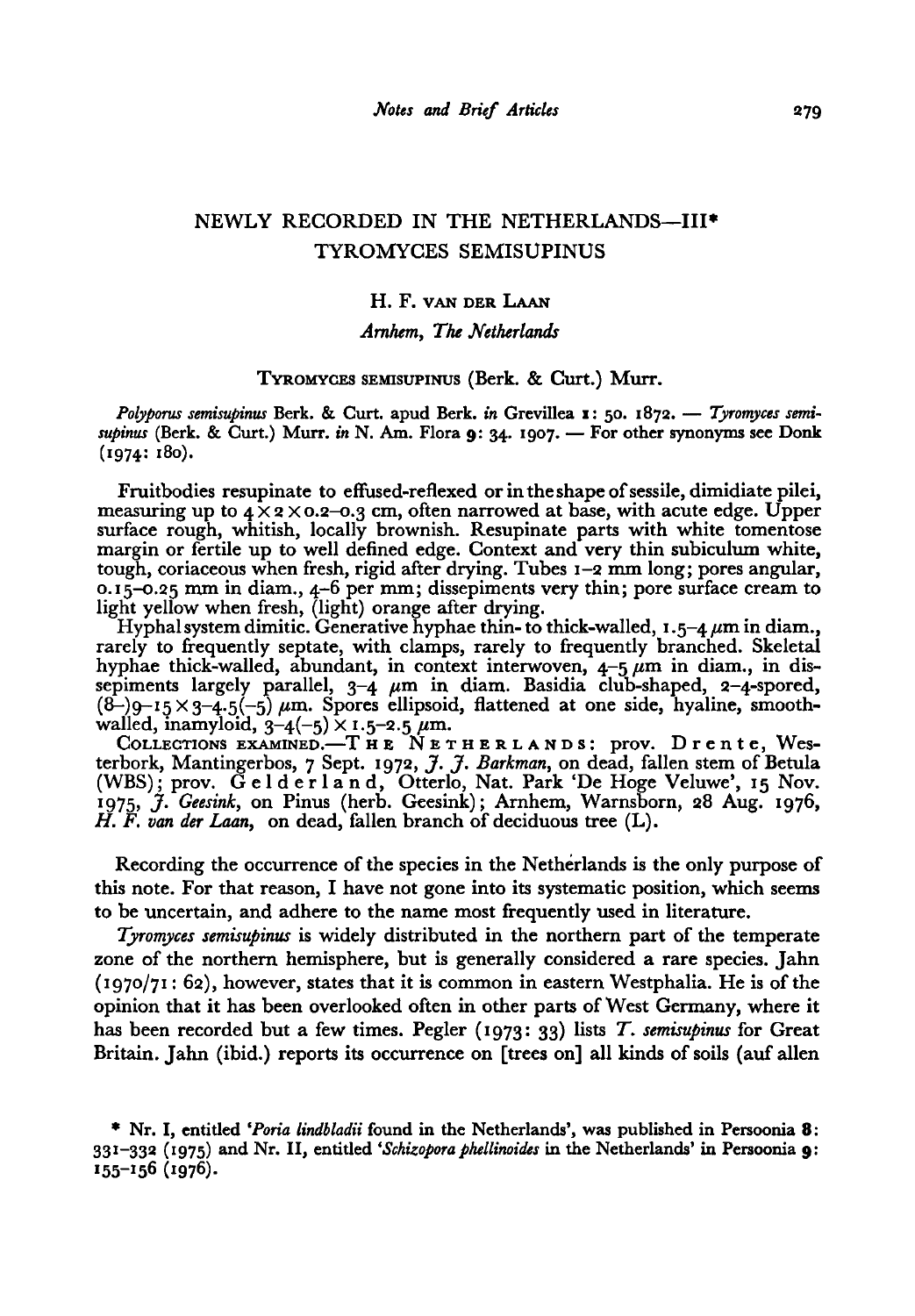# NEWLY RECORDED IN THE NETHERLANDS—III*

## TYROMYCES SEMISUPINUS

H. F. VAN DER LAAN

*Arnhem, The Netherlands*

TYROMYCES SEMISUPINUS (Berk. & Curt.) Murr.

*Polyporus semisupinus* Berk. & Curt. apud Berk. *in* Grevillea **1**: 50. 1872. — *Tyromyces semisupinus* (Berk. & Curt.) Murr. *in* N. Am. Flora **9**: 34. 1907. — For other synonyms see Donk (1974: 180).

Fruitbodies resupinate to effused-reflexed or in the shape of sessile, dimidiate pilei, measuring up to $4 \times 2 \times 0.2$–$0.3$ cm, often narrowed at base, with acute edge. Upper surface rough, whitish, locally brownish. Resupinate parts with white tomentose margin or fertile up to well defined edge. Context and very thin subiculum white, tough, coriaceous when fresh, rigid after drying. Tubes 1–2 mm long; pores angular, 0.15–0.25 mm in diam., 4–6 per mm; dissepiments very thin; pore surface cream to light yellow when fresh, (light) orange after drying.

Hyphal system dimitic. Generative hyphae thin- to thick-walled, 1.5–4 μm in diam., rarely to frequently septate, with clamps, rarely to frequently branched. Skeletal hyphae thick-walled, abundant, in context interwoven, 4–5 μm in diam., in dissepiments largely parallel, 3–4 μm in diam. Basidia club-shaped, 2–4-spored, (8–)9–15 × 3–4.5(–5) μm. Spores ellipsoid, flattened at one side, hyaline, smooth-walled, inamyloid, 3–4(–5) × 1.5–2.5 μm.

COLLECTIONS EXAMINED.—THE NETHERLANDS: prov. Drente, Westerbork, Mantingerbos, 7 Sept. 1972, *J. J. Barkman*, on dead, fallen stem of Betula (WBS); prov. Gelderland, Otterlo, Nat. Park 'De Hoge Veluwe', 15 Nov. 1975, *J. Geesink*, on Pinus (herb. Geesink); Arnhem, Warnsborn, 28 Aug. 1976, *H. F. van der Laan*, on dead, fallen branch of deciduous tree (L).

Recording the occurrence of the species in the Netherlands is the only purpose of this note. For that reason, I have not gone into its systematic position, which seems to be uncertain, and adhere to the name most frequently used in literature.

*Tyromyces semisupinus* is widely distributed in the northern part of the temperate zone of the northern hemisphere, but is generally considered a rare species. Jahn (1970/71: 62), however, states that it is common in eastern Westphalia. He is of the opinion that it has been overlooked often in other parts of West Germany, where it has been recorded but a few times. Pegler (1973: 33) lists *T. semisupinus* for Great Britain. Jahn (ibid.) reports its occurrence on [trees on] all kinds of soils (auf allen

* Nr. I, entitled '*Poria lindbladii* found in the Netherlands', was published in Persoonia **8**: 331–332 (1975) and Nr. II, entitled '*Schizopora phellinoides* in the Netherlands' in Persoonia **9**: 155–156 (1976).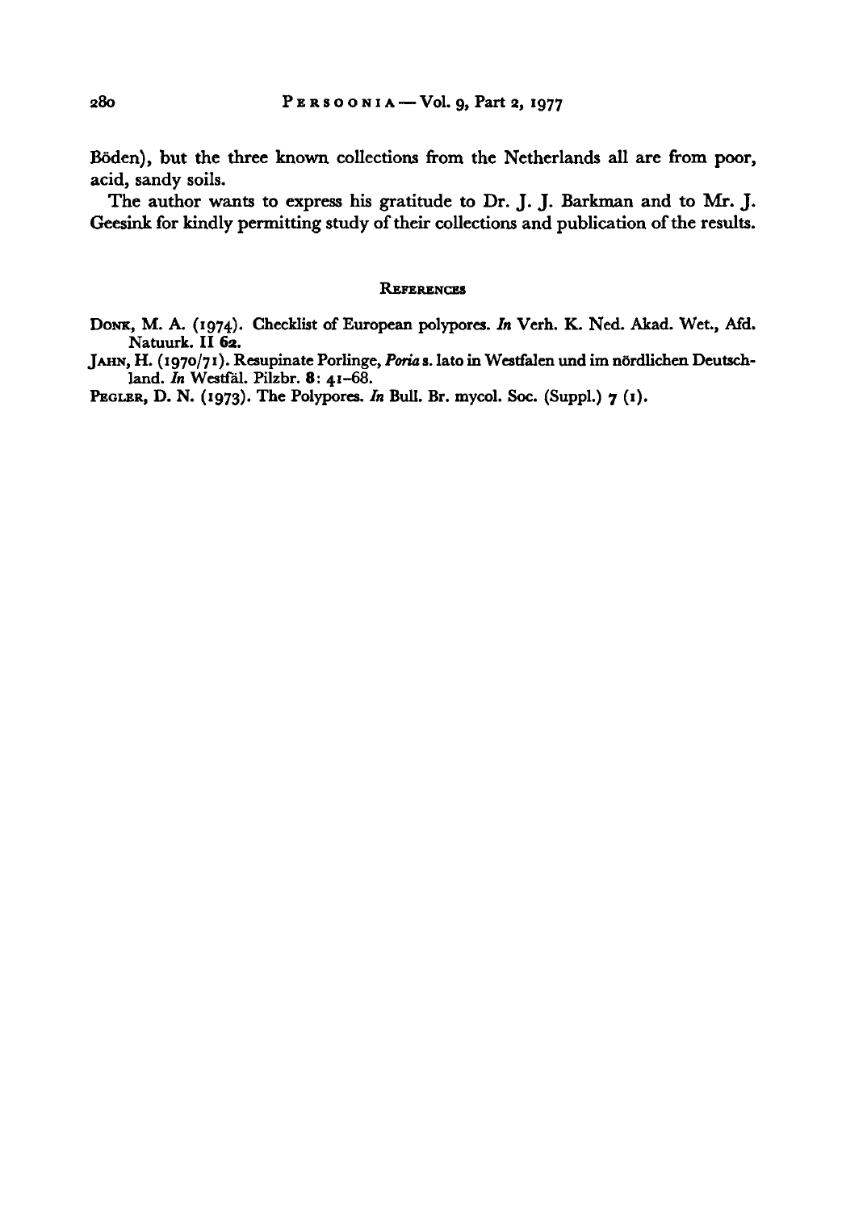Böden), but the three known collections from the Netherlands all are from poor, acid, sandy soils.

The author wants to express his gratitude to Dr. J. J. Barkman and to Mr. J. Geesink for kindly permitting study of their collections and publication of the results.

## References

Donk, M. A. (1974). Checklist of European polypores. *In* Verh. K. Ned. Akad. Wet., Afd. Natuurk. II **62**.

Jahn, H. (1970/71). Resupinate Porlinge, *Poria* s. lato in Westfalen und im nördlichen Deutschland. *In* Westfäl. Pilzbr. **8**: 41–68.

Pegler, D. N. (1973). The Polypores. *In* Bull. Br. mycol. Soc. (Suppl.) **7** (1).